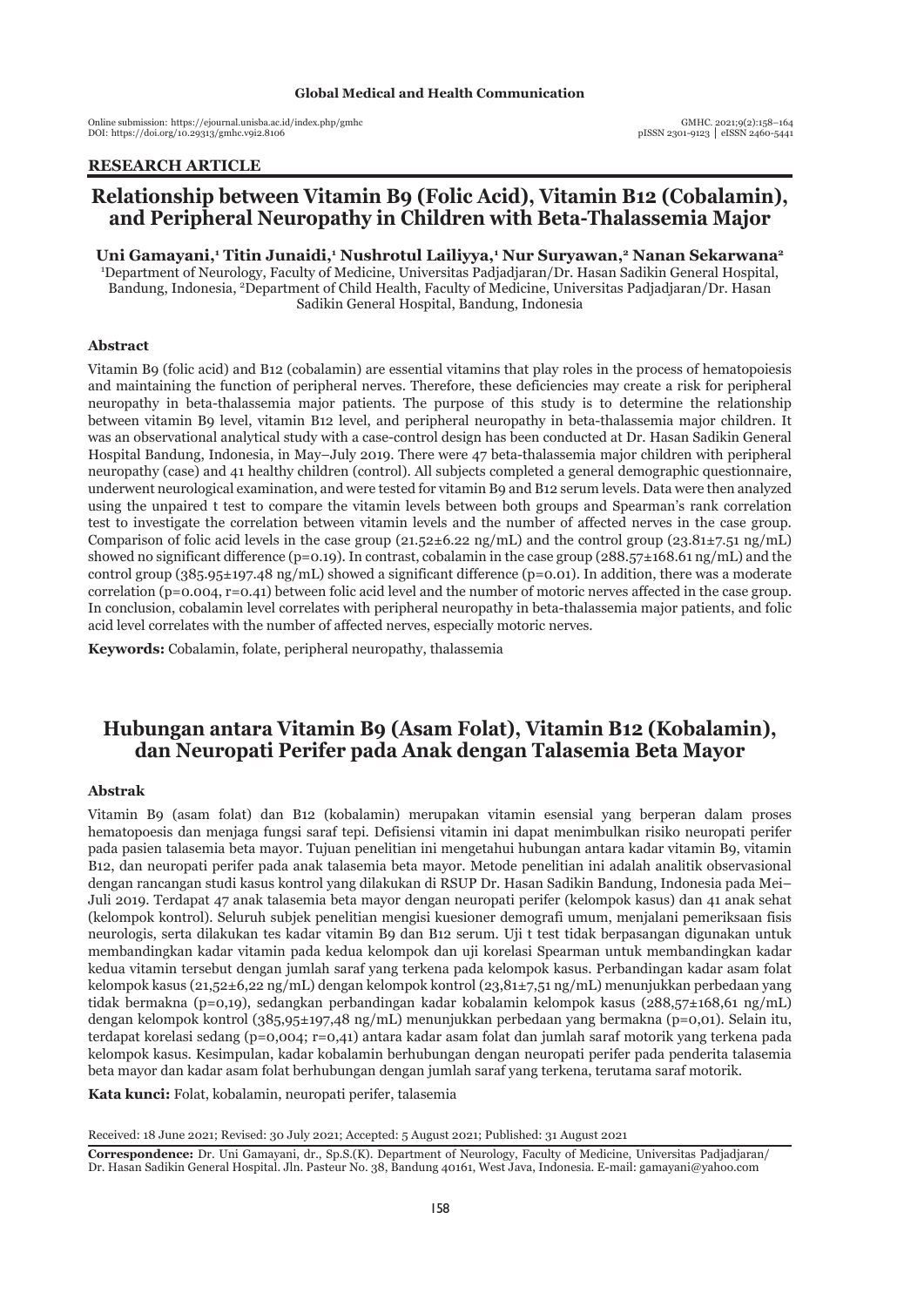Global Medical and Health Communication

Online submission: https://ejournal.unisba.ac.id/index.php/gmhc
DOI: https://doi.org/10.29313/gmhc.v9i2.8106

GMHC. 2021;9(2):158–164
pISSN 2301-9123 │ eISSN 2460-5441

**RESEARCH ARTICLE**

# Relationship between Vitamin B9 (Folic Acid), Vitamin B12 (Cobalamin), and Peripheral Neuropathy in Children with Beta-Thalassemia Major

**Uni Gamayani,[1] Titin Junaidi,[1] Nushrotul Lailiyya,[1] Nur Suryawan,[2] Nanan Sekarwana[2]**

[1]Department of Neurology, Faculty of Medicine, Universitas Padjadjaran/Dr. Hasan Sadikin General Hospital, Bandung, Indonesia, [2]Department of Child Health, Faculty of Medicine, Universitas Padjadjaran/Dr. Hasan Sadikin General Hospital, Bandung, Indonesia

### Abstract

Vitamin B9 (folic acid) and B12 (cobalamin) are essential vitamins that play roles in the process of hematopoiesis and maintaining the function of peripheral nerves. Therefore, these deficiencies may create a risk for peripheral neuropathy in beta-thalassemia major patients. The purpose of this study is to determine the relationship between vitamin B9 level, vitamin B12 level, and peripheral neuropathy in beta-thalassemia major children. It was an observational analytical study with a case-control design has been conducted at Dr. Hasan Sadikin General Hospital Bandung, Indonesia, in May–July 2019. There were 47 beta-thalassemia major children with peripheral neuropathy (case) and 41 healthy children (control). All subjects completed a general demographic questionnaire, underwent neurological examination, and were tested for vitamin B9 and B12 serum levels. Data were then analyzed using the unpaired t test to compare the vitamin levels between both groups and Spearman's rank correlation test to investigate the correlation between vitamin levels and the number of affected nerves in the case group. Comparison of folic acid levels in the case group (21.52±6.22 ng/mL) and the control group (23.81±7.51 ng/mL) showed no significant difference ($p=0.19$). In contrast, cobalamin in the case group (288.57±168.61 ng/mL) and the control group (385.95±197.48 ng/mL) showed a significant difference ($p=0.01$). In addition, there was a moderate correlation ($p=0.004$, $r=0.41$) between folic acid level and the number of motoric nerves affected in the case group. In conclusion, cobalamin level correlates with peripheral neuropathy in beta-thalassemia major patients, and folic acid level correlates with the number of affected nerves, especially motoric nerves.

**Keywords:** Cobalamin, folate, peripheral neuropathy, thalassemia

# Hubungan antara Vitamin B9 (Asam Folat), Vitamin B12 (Kobalamin), dan Neuropati Perifer pada Anak dengan Talasemia Beta Mayor

### Abstrak

Vitamin B9 (asam folat) dan B12 (kobalamin) merupakan vitamin esensial yang berperan dalam proses hematopoesis dan menjaga fungsi saraf tepi. Defisiensi vitamin ini dapat menimbulkan risiko neuropati perifer pada pasien talasemia beta mayor. Tujuan penelitian ini mengetahui hubungan antara kadar vitamin B9, vitamin B12, dan neuropati perifer pada anak talasemia beta mayor. Metode penelitian ini adalah analitik observasional dengan rancangan studi kasus kontrol yang dilakukan di RSUP Dr. Hasan Sadikin Bandung, Indonesia pada Mei–Juli 2019. Terdapat 47 anak talasemia beta mayor dengan neuropati perifer (kelompok kasus) dan 41 anak sehat (kelompok kontrol). Seluruh subjek penelitian mengisi kuesioner demografi umum, menjalani pemeriksaan fisis neurologis, serta dilakukan tes kadar vitamin B9 dan B12 serum. Uji t test tidak berpasangan digunakan untuk membandingkan kadar vitamin pada kedua kelompok dan uji korelasi Spearman untuk membandingkan kadar kedua vitamin tersebut dengan jumlah saraf yang terkena pada kelompok kasus. Perbandingan kadar asam folat kelompok kasus (21,52±6,22 ng/mL) dengan kelompok kontrol (23,81±7,51 ng/mL) menunjukkan perbedaan yang tidak bermakna ($p=0{,}19$), sedangkan perbandingan kadar kobalamin kelompok kasus (288,57±168,61 ng/mL) dengan kelompok kontrol (385,95±197,48 ng/mL) menunjukkan perbedaan yang bermakna ($p=0{,}01$). Selain itu, terdapat korelasi sedang ($p=0{,}004$; $r=0{,}41$) antara kadar asam folat dan jumlah saraf motorik yang terkena pada kelompok kasus. Kesimpulan, kadar kobalamin berhubungan dengan neuropati perifer pada penderita talasemia beta mayor dan kadar asam folat berhubungan dengan jumlah saraf yang terkena, terutama saraf motorik.

**Kata kunci:** Folat, kobalamin, neuropati perifer, talasemia

Received: 18 June 2021; Revised: 30 July 2021; Accepted: 5 August 2021; Published: 31 August 2021

**Correspondence:** Dr. Uni Gamayani, dr., Sp.S.(K). Department of Neurology, Faculty of Medicine, Universitas Padjadjaran/Dr. Hasan Sadikin General Hospital. Jln. Pasteur No. 38, Bandung 40161, West Java, Indonesia. E-mail: gamayani@yahoo.com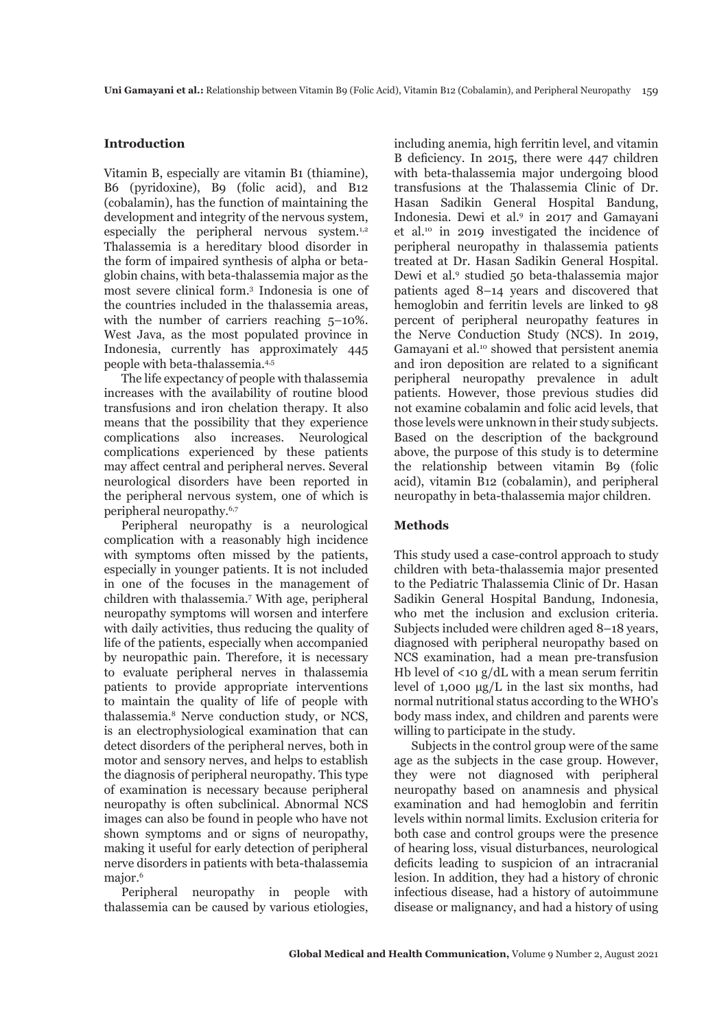## Introduction

Vitamin B, especially are vitamin B1 (thiamine), B6 (pyridoxine), B9 (folic acid), and B12 (cobalamin), has the function of maintaining the development and integrity of the nervous system, especially the peripheral nervous system.[1,2] Thalassemia is a hereditary blood disorder in the form of impaired synthesis of alpha or beta-globin chains, with beta-thalassemia major as the most severe clinical form.[3] Indonesia is one of the countries included in the thalassemia areas, with the number of carriers reaching 5–10%. West Java, as the most populated province in Indonesia, currently has approximately 445 people with beta-thalassemia.[4,5]

The life expectancy of people with thalassemia increases with the availability of routine blood transfusions and iron chelation therapy. It also means that the possibility that they experience complications also increases. Neurological complications experienced by these patients may affect central and peripheral nerves. Several neurological disorders have been reported in the peripheral nervous system, one of which is peripheral neuropathy.[6,7]

Peripheral neuropathy is a neurological complication with a reasonably high incidence with symptoms often missed by the patients, especially in younger patients. It is not included in one of the focuses in the management of children with thalassemia.[7] With age, peripheral neuropathy symptoms will worsen and interfere with daily activities, thus reducing the quality of life of the patients, especially when accompanied by neuropathic pain. Therefore, it is necessary to evaluate peripheral nerves in thalassemia patients to provide appropriate interventions to maintain the quality of life of people with thalassemia.[8] Nerve conduction study, or NCS, is an electrophysiological examination that can detect disorders of the peripheral nerves, both in motor and sensory nerves, and helps to establish the diagnosis of peripheral neuropathy. This type of examination is necessary because peripheral neuropathy is often subclinical. Abnormal NCS images can also be found in people who have not shown symptoms and or signs of neuropathy, making it useful for early detection of peripheral nerve disorders in patients with beta-thalassemia major.[6]

Peripheral neuropathy in people with thalassemia can be caused by various etiologies, including anemia, high ferritin level, and vitamin B deficiency. In 2015, there were 447 children with beta-thalassemia major undergoing blood transfusions at the Thalassemia Clinic of Dr. Hasan Sadikin General Hospital Bandung, Indonesia. Dewi et al.[9] in 2017 and Gamayani et al.[10] in 2019 investigated the incidence of peripheral neuropathy in thalassemia patients treated at Dr. Hasan Sadikin General Hospital. Dewi et al.[9] studied 50 beta-thalassemia major patients aged 8–14 years and discovered that hemoglobin and ferritin levels are linked to 98 percent of peripheral neuropathy features in the Nerve Conduction Study (NCS). In 2019, Gamayani et al.[10] showed that persistent anemia and iron deposition are related to a significant peripheral neuropathy prevalence in adult patients. However, those previous studies did not examine cobalamin and folic acid levels, that those levels were unknown in their study subjects. Based on the description of the background above, the purpose of this study is to determine the relationship between vitamin B9 (folic acid), vitamin B12 (cobalamin), and peripheral neuropathy in beta-thalassemia major children.

## Methods

This study used a case-control approach to study children with beta-thalassemia major presented to the Pediatric Thalassemia Clinic of Dr. Hasan Sadikin General Hospital Bandung, Indonesia, who met the inclusion and exclusion criteria. Subjects included were children aged 8–18 years, diagnosed with peripheral neuropathy based on NCS examination, had a mean pre-transfusion Hb level of <10 g/dL with a mean serum ferritin level of 1,000 µg/L in the last six months, had normal nutritional status according to the WHO's body mass index, and children and parents were willing to participate in the study.

Subjects in the control group were of the same age as the subjects in the case group. However, they were not diagnosed with peripheral neuropathy based on anamnesis and physical examination and had hemoglobin and ferritin levels within normal limits. Exclusion criteria for both case and control groups were the presence of hearing loss, visual disturbances, neurological deficits leading to suspicion of an intracranial lesion. In addition, they had a history of chronic infectious disease, had a history of autoimmune disease or malignancy, and had a history of using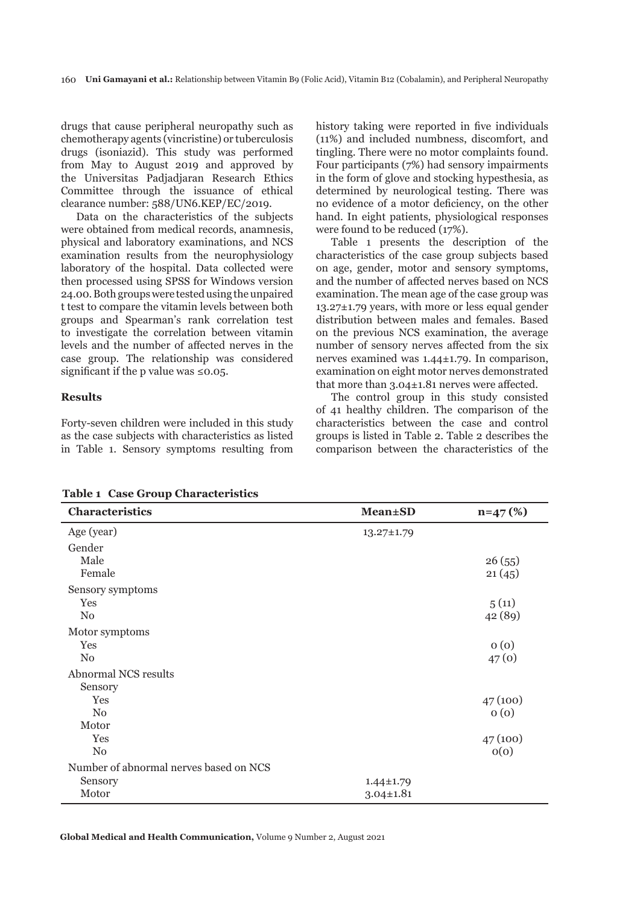drugs that cause peripheral neuropathy such as chemotherapy agents (vincristine) or tuberculosis drugs (isoniazid). This study was performed from May to August 2019 and approved by the Universitas Padjadjaran Research Ethics Committee through the issuance of ethical clearance number: 588/UN6.KEP/EC/2019.

Data on the characteristics of the subjects were obtained from medical records, anamnesis, physical and laboratory examinations, and NCS examination results from the neurophysiology laboratory of the hospital. Data collected were then processed using SPSS for Windows version 24.00. Both groups were tested using the unpaired t test to compare the vitamin levels between both groups and Spearman's rank correlation test to investigate the correlation between vitamin levels and the number of affected nerves in the case group. The relationship was considered significant if the p value was ≤0.05.

## Results

Forty-seven children were included in this study as the case subjects with characteristics as listed in Table 1. Sensory symptoms resulting from history taking were reported in five individuals (11%) and included numbness, discomfort, and tingling. There were no motor complaints found. Four participants (7%) had sensory impairments in the form of glove and stocking hypesthesia, as determined by neurological testing. There was no evidence of a motor deficiency, on the other hand. In eight patients, physiological responses were found to be reduced (17%).

Table 1 presents the description of the characteristics of the case group subjects based on age, gender, motor and sensory symptoms, and the number of affected nerves based on NCS examination. The mean age of the case group was 13.27±1.79 years, with more or less equal gender distribution between males and females. Based on the previous NCS examination, the average number of sensory nerves affected from the six nerves examined was 1.44±1.79. In comparison, examination on eight motor nerves demonstrated that more than 3.04±1.81 nerves were affected.

The control group in this study consisted of 41 healthy children. The comparison of the characteristics between the case and control groups is listed in Table 2. Table 2 describes the comparison between the characteristics of the

**Table 1 Case Group Characteristics**

| Characteristics | Mean±SD | n=47 (%) |
|---|---|---|
| Age (year) | 13.27±1.79 | |
| Gender | | |
| Male | | 26 (55) |
| Female | | 21 (45) |
| Sensory symptoms | | |
| Yes | | 5 (11) |
| No | | 42 (89) |
| Motor symptoms | | |
| Yes | | 0 (0) |
| No | | 47 (0) |
| Abnormal NCS results | | |
| Sensory | | |
| Yes | | 47 (100) |
| No | | 0 (0) |
| Motor | | |
| Yes | | 47 (100) |
| No | | 0(0) |
| Number of abnormal nerves based on NCS | | |
| Sensory | 1.44±1.79 | |
| Motor | 3.04±1.81 | |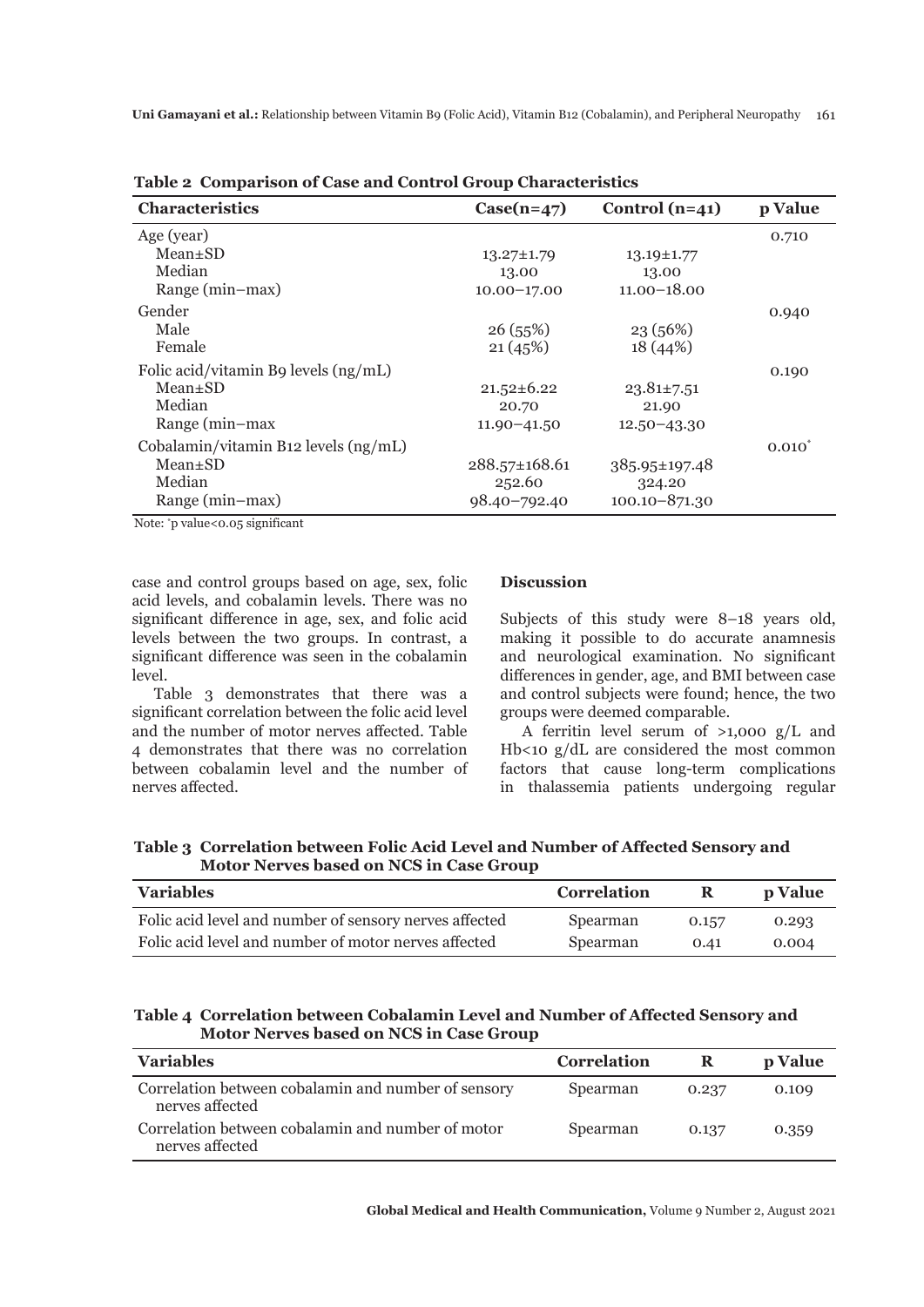**Table 2 Comparison of Case and Control Group Characteristics**

| Characteristics | Case(n=47) | Control (n=41) | p Value |
|---|---|---|---|
| Age (year) | | | 0.710 |
| Mean±SD | 13.27±1.79 | 13.19±1.77 | |
| Median | 13.00 | 13.00 | |
| Range (min–max) | 10.00–17.00 | 11.00–18.00 | |
| Gender | | | 0.940 |
| Male | 26 (55%) | 23 (56%) | |
| Female | 21 (45%) | 18 (44%) | |
| Folic acid/vitamin B9 levels (ng/mL) | | | 0.190 |
| Mean±SD | 21.52±6.22 | 23.81±7.51 | |
| Median | 20.70 | 21.90 | |
| Range (min–max | 11.90–41.50 | 12.50–43.30 | |
| Cobalamin/vitamin B12 levels (ng/mL) | | | 0.010* |
| Mean±SD | 288.57±168.61 | 385.95±197.48 | |
| Median | 252.60 | 324.20 | |
| Range (min–max) | 98.40–792.40 | 100.10–871.30 | |

Note: *p value<0.05 significant

case and control groups based on age, sex, folic acid levels, and cobalamin levels. There was no significant difference in age, sex, and folic acid levels between the two groups. In contrast, a significant difference was seen in the cobalamin level.

Table 3 demonstrates that there was a significant correlation between the folic acid level and the number of motor nerves affected. Table 4 demonstrates that there was no correlation between cobalamin level and the number of nerves affected.

## Discussion

Subjects of this study were 8–18 years old, making it possible to do accurate anamnesis and neurological examination. No significant differences in gender, age, and BMI between case and control subjects were found; hence, the two groups were deemed comparable.

A ferritin level serum of >1,000 g/L and Hb<10 g/dL are considered the most common factors that cause long-term complications in thalassemia patients undergoing regular

**Table 3 Correlation between Folic Acid Level and Number of Affected Sensory and Motor Nerves based on NCS in Case Group**

| Variables | Correlation | R | p Value |
|---|---|---|---|
| Folic acid level and number of sensory nerves affected | Spearman | 0.157 | 0.293 |
| Folic acid level and number of motor nerves affected | Spearman | 0.41 | 0.004 |

**Table 4 Correlation between Cobalamin Level and Number of Affected Sensory and Motor Nerves based on NCS in Case Group**

| Variables | Correlation | R | p Value |
|---|---|---|---|
| Correlation between cobalamin and number of sensory nerves affected | Spearman | 0.237 | 0.109 |
| Correlation between cobalamin and number of motor nerves affected | Spearman | 0.137 | 0.359 |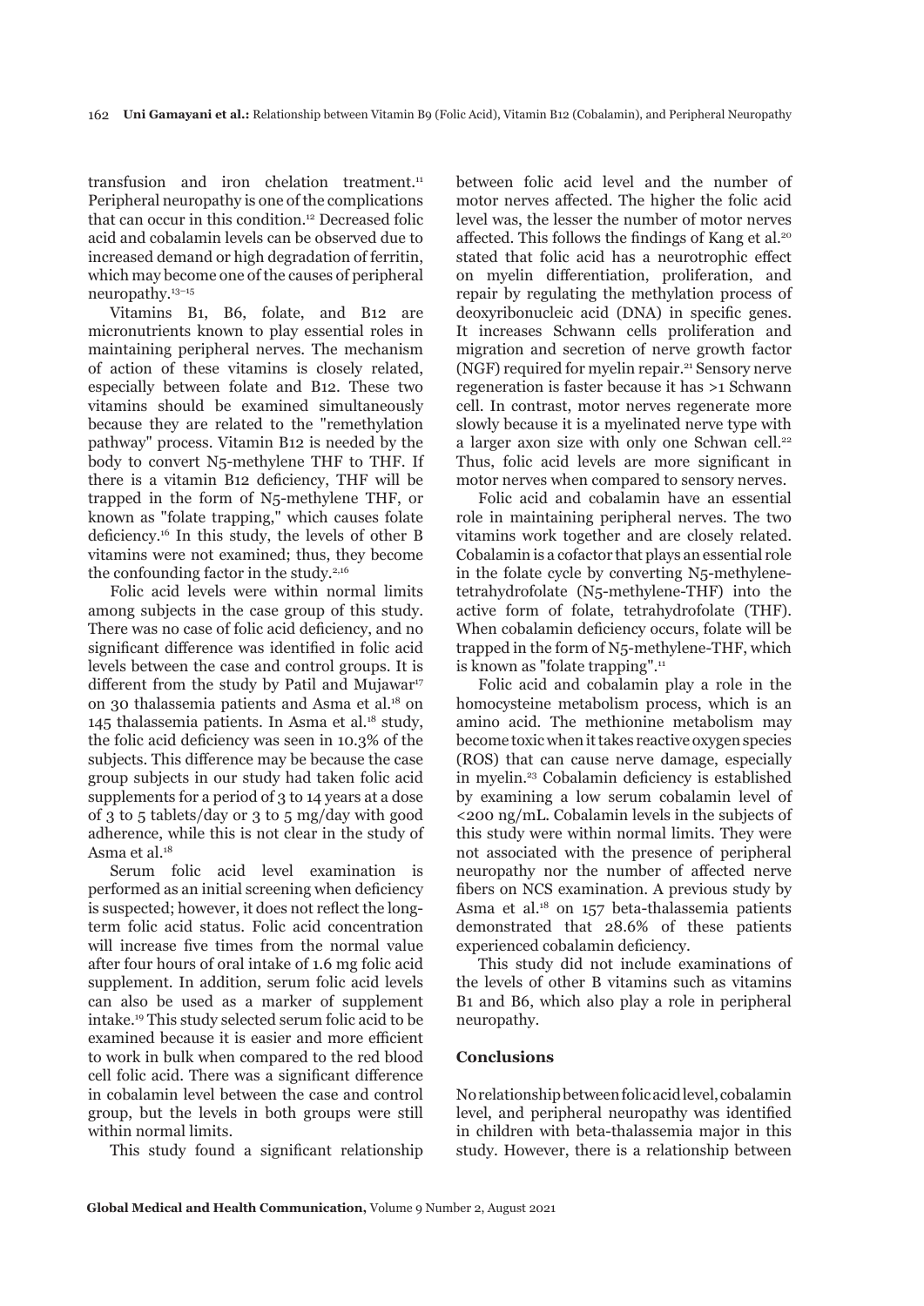transfusion and iron chelation treatment.[11] Peripheral neuropathy is one of the complications that can occur in this condition.[12] Decreased folic acid and cobalamin levels can be observed due to increased demand or high degradation of ferritin, which may become one of the causes of peripheral neuropathy.[13–15]

Vitamins B1, B6, folate, and B12 are micronutrients known to play essential roles in maintaining peripheral nerves. The mechanism of action of these vitamins is closely related, especially between folate and B12. These two vitamins should be examined simultaneously because they are related to the "remethylation pathway" process. Vitamin B12 is needed by the body to convert N5-methylene THF to THF. If there is a vitamin B12 deficiency, THF will be trapped in the form of N5-methylene THF, or known as "folate trapping," which causes folate deficiency.[16] In this study, the levels of other B vitamins were not examined; thus, they become the confounding factor in the study.[2,16]

Folic acid levels were within normal limits among subjects in the case group of this study. There was no case of folic acid deficiency, and no significant difference was identified in folic acid levels between the case and control groups. It is different from the study by Patil and Mujawar[17] on 30 thalassemia patients and Asma et al.[18] on 145 thalassemia patients. In Asma et al.[18] study, the folic acid deficiency was seen in 10.3% of the subjects. This difference may be because the case group subjects in our study had taken folic acid supplements for a period of 3 to 14 years at a dose of 3 to 5 tablets/day or 3 to 5 mg/day with good adherence, while this is not clear in the study of Asma et al.[18]

Serum folic acid level examination is performed as an initial screening when deficiency is suspected; however, it does not reflect the long-term folic acid status. Folic acid concentration will increase five times from the normal value after four hours of oral intake of 1.6 mg folic acid supplement. In addition, serum folic acid levels can also be used as a marker of supplement intake.[19] This study selected serum folic acid to be examined because it is easier and more efficient to work in bulk when compared to the red blood cell folic acid. There was a significant difference in cobalamin level between the case and control group, but the levels in both groups were still within normal limits.

This study found a significant relationship between folic acid level and the number of motor nerves affected. The higher the folic acid level was, the lesser the number of motor nerves affected. This follows the findings of Kang et al.[20] stated that folic acid has a neurotrophic effect on myelin differentiation, proliferation, and repair by regulating the methylation process of deoxyribonucleic acid (DNA) in specific genes. It increases Schwann cells proliferation and migration and secretion of nerve growth factor (NGF) required for myelin repair.[21] Sensory nerve regeneration is faster because it has >1 Schwann cell. In contrast, motor nerves regenerate more slowly because it is a myelinated nerve type with a larger axon size with only one Schwan cell.[22] Thus, folic acid levels are more significant in motor nerves when compared to sensory nerves.

Folic acid and cobalamin have an essential role in maintaining peripheral nerves. The two vitamins work together and are closely related. Cobalamin is a cofactor that plays an essential role in the folate cycle by converting N5-methylene-tetrahydrofolate (N5-methylene-THF) into the active form of folate, tetrahydrofolate (THF). When cobalamin deficiency occurs, folate will be trapped in the form of N5-methylene-THF, which is known as "folate trapping".[11]

Folic acid and cobalamin play a role in the homocysteine metabolism process, which is an amino acid. The methionine metabolism may become toxic when it takes reactive oxygen species (ROS) that can cause nerve damage, especially in myelin.[23] Cobalamin deficiency is established by examining a low serum cobalamin level of <200 ng/mL. Cobalamin levels in the subjects of this study were within normal limits. They were not associated with the presence of peripheral neuropathy nor the number of affected nerve fibers on NCS examination. A previous study by Asma et al.[18] on 157 beta-thalassemia patients demonstrated that 28.6% of these patients experienced cobalamin deficiency.

This study did not include examinations of the levels of other B vitamins such as vitamins B1 and B6, which also play a role in peripheral neuropathy.

## Conclusions

No relationship between folic acid level, cobalamin level, and peripheral neuropathy was identified in children with beta-thalassemia major in this study. However, there is a relationship between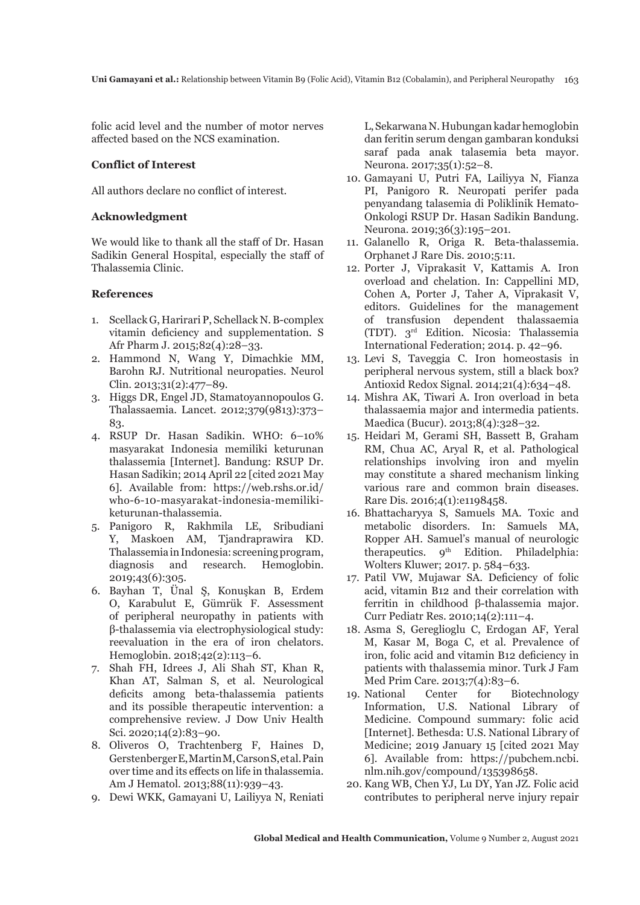folic acid level and the number of motor nerves affected based on the NCS examination.

### Conflict of Interest

All authors declare no conflict of interest.

### Acknowledgment

We would like to thank all the staff of Dr. Hasan Sadikin General Hospital, especially the staff of Thalassemia Clinic.

### References

1. Scellack G, Harirari P, Schellack N. B-complex vitamin deficiency and supplementation. S Afr Pharm J. 2015;82(4):28–33.
2. Hammond N, Wang Y, Dimachkie MM, Barohn RJ. Nutritional neuropaties. Neurol Clin. 2013;31(2):477–89.
3. Higgs DR, Engel JD, Stamatoyannopoulos G. Thalassaemia. Lancet. 2012;379(9813):373–83.
4. RSUP Dr. Hasan Sadikin. WHO: 6–10% masyarakat Indonesia memiliki keturunan thalassemia [Internet]. Bandung: RSUP Dr. Hasan Sadikin; 2014 April 22 [cited 2021 May 6]. Available from: https://web.rshs.or.id/who-6-10-masyarakat-indonesia-memiliki-keturunan-thalassemia.
5. Panigoro R, Rakhmila LE, Sribudiani Y, Maskoen AM, Tjandraprawira KD. Thalassemia in Indonesia: screening program, diagnosis and research. Hemoglobin. 2019;43(6):305.
6. Bayhan T, Ünal Ş, Konuşkan B, Erdem O, Karabulut E, Gümrük F. Assessment of peripheral neuropathy in patients with β-thalassemia via electrophysiological study: reevaluation in the era of iron chelators. Hemoglobin. 2018;42(2):113–6.
7. Shah FH, Idrees J, Ali Shah ST, Khan R, Khan AT, Salman S, et al. Neurological deficits among beta-thalassemia patients and its possible therapeutic intervention: a comprehensive review. J Dow Univ Health Sci. 2020;14(2):83–90.
8. Oliveros O, Trachtenberg F, Haines D, Gerstenberger E, Martin M, Carson S, et al. Pain over time and its effects on life in thalassemia. Am J Hematol. 2013;88(11):939–43.
9. Dewi WKK, Gamayani U, Lailiyya N, Reniati L, Sekarwana N. Hubungan kadar hemoglobin dan feritin serum dengan gambaran konduksi saraf pada anak talasemia beta mayor. Neurona. 2017;35(1):52–8.
10. Gamayani U, Putri FA, Lailiyya N, Fianza PI, Panigoro R. Neuropati perifer pada penyandang talasemia di Poliklinik Hemato-Onkologi RSUP Dr. Hasan Sadikin Bandung. Neurona. 2019;36(3):195–201.
11. Galanello R, Origa R. Beta-thalassemia. Orphanet J Rare Dis. 2010;5:11.
12. Porter J, Viprakasit V, Kattamis A. Iron overload and chelation. In: Cappellini MD, Cohen A, Porter J, Taher A, Viprakasit V, editors. Guidelines for the management of transfusion dependent thalassaemia (TDT). 3rd Edition. Nicosia: Thalassemia International Federation; 2014. p. 42–96.
13. Levi S, Taveggia C. Iron homeostasis in peripheral nervous system, still a black box? Antioxid Redox Signal. 2014;21(4):634–48.
14. Mishra AK, Tiwari A. Iron overload in beta thalassaemia major and intermedia patients. Maedica (Bucur). 2013;8(4):328–32.
15. Heidari M, Gerami SH, Bassett B, Graham RM, Chua AC, Aryal R, et al. Pathological relationships involving iron and myelin may constitute a shared mechanism linking various rare and common brain diseases. Rare Dis. 2016;4(1):e1198458.
16. Bhattacharyya S, Samuels MA. Toxic and metabolic disorders. In: Samuels MA, Ropper AH. Samuel's manual of neurologic therapeutics. 9th Edition. Philadelphia: Wolters Kluwer; 2017. p. 584–633.
17. Patil VW, Mujawar SA. Deficiency of folic acid, vitamin B12 and their correlation with ferritin in childhood β-thalassemia major. Curr Pediatr Res. 2010;14(2):111–4.
18. Asma S, Gereglioglu C, Erdogan AF, Yeral M, Kasar M, Boga C, et al. Prevalence of iron, folic acid and vitamin B12 deficiency in patients with thalassemia minor. Turk J Fam Med Prim Care. 2013;7(4):83–6.
19. National Center for Biotechnology Information, U.S. National Library of Medicine. Compound summary: folic acid [Internet]. Bethesda: U.S. National Library of Medicine; 2019 January 15 [cited 2021 May 6]. Available from: https://pubchem.ncbi.nlm.nih.gov/compound/135398658.
20. Kang WB, Chen YJ, Lu DY, Yan JZ. Folic acid contributes to peripheral nerve injury repair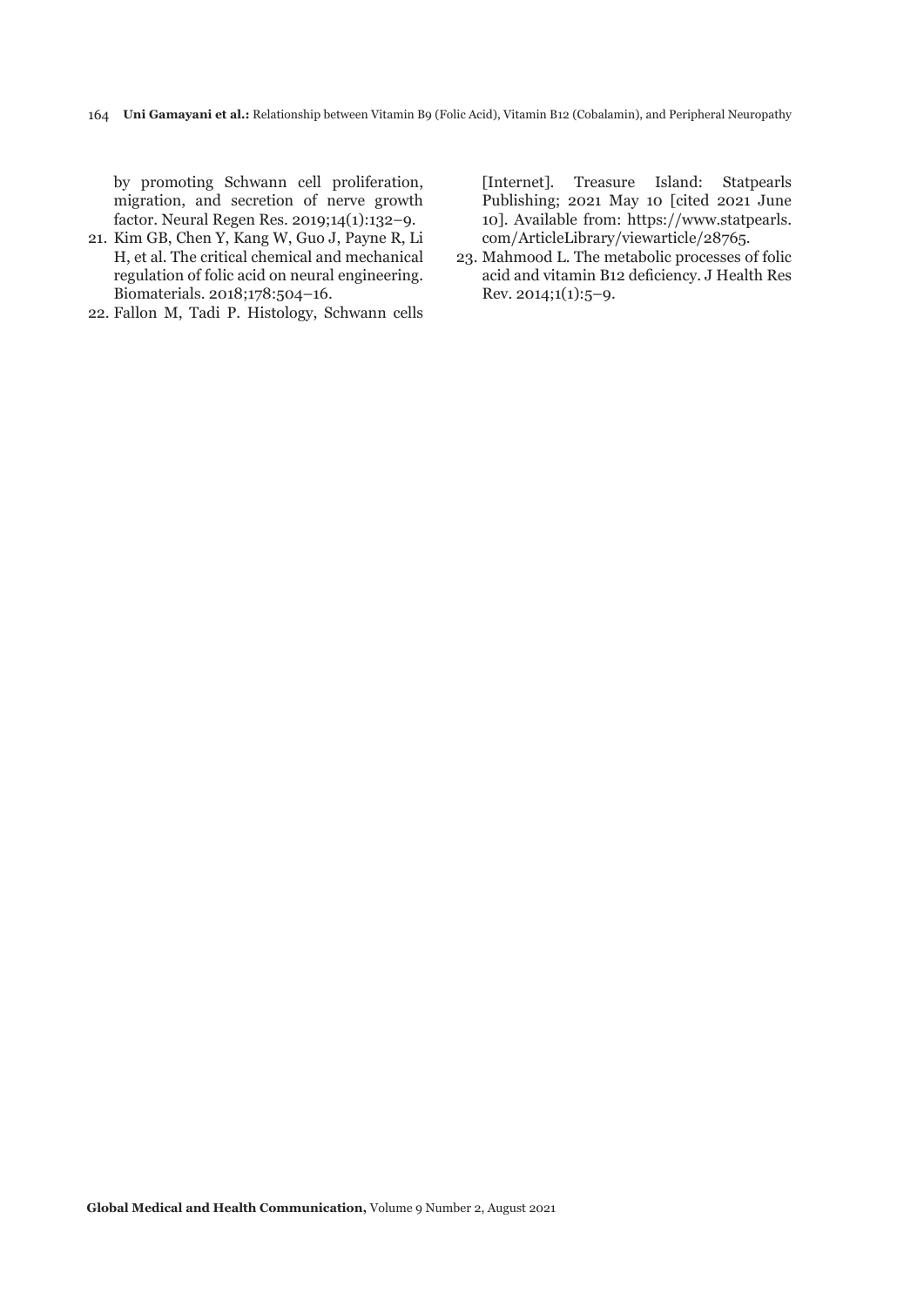by promoting Schwann cell proliferation, migration, and secretion of nerve growth factor. Neural Regen Res. 2019;14(1):132–9.

21. Kim GB, Chen Y, Kang W, Guo J, Payne R, Li H, et al. The critical chemical and mechanical regulation of folic acid on neural engineering. Biomaterials. 2018;178:504–16.
22. Fallon M, Tadi P. Histology, Schwann cells [Internet]. Treasure Island: Statpearls Publishing; 2021 May 10 [cited 2021 June 10]. Available from: https://www.statpearls.com/ArticleLibrary/viewarticle/28765.
23. Mahmood L. The metabolic processes of folic acid and vitamin B12 deficiency. J Health Res Rev. 2014;1(1):5–9.